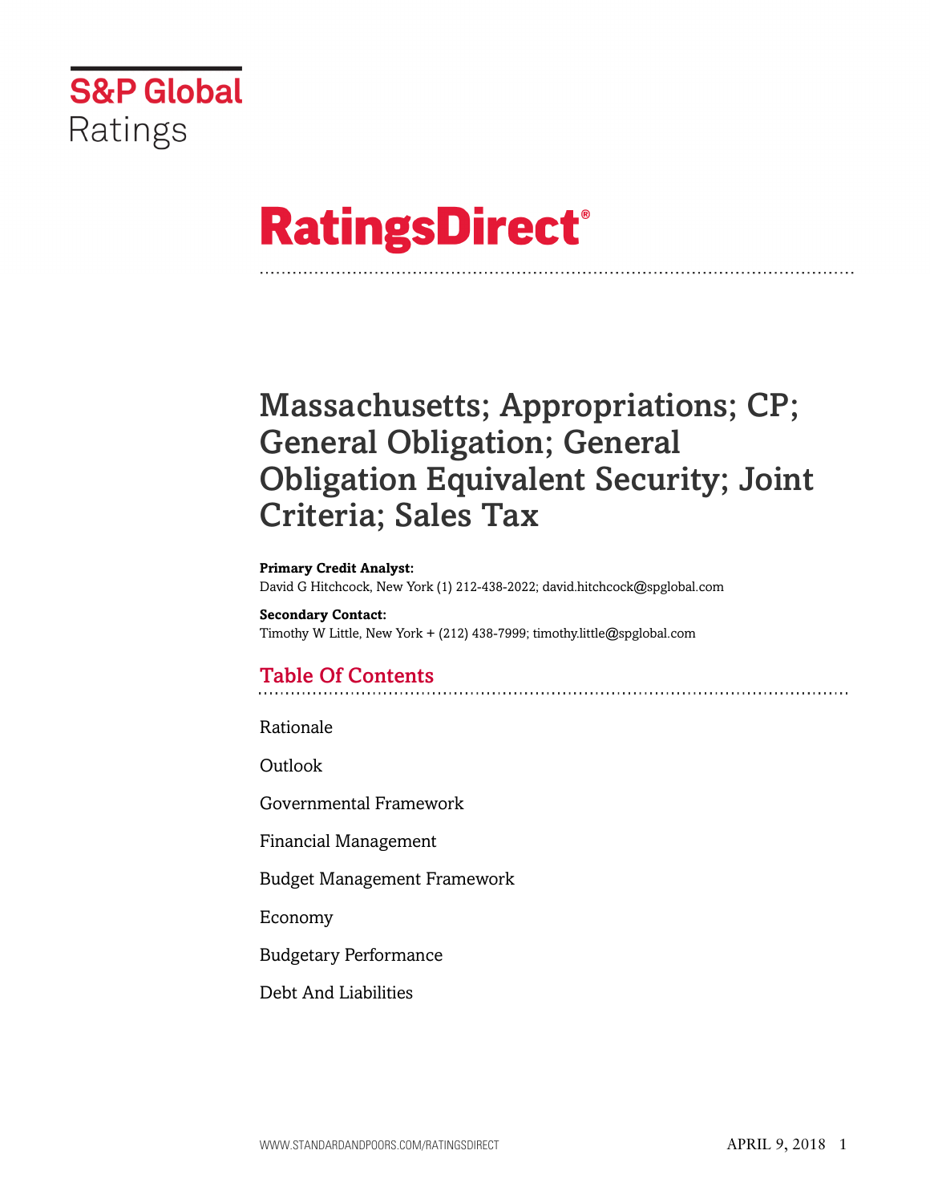S&P Global Ratings

# RatingsDirect®

# Massachusetts; Appropriations; CP; General Obligation; General Obligation Equivalent Security; Joint Criteria; Sales Tax

**Primary Credit Analyst:**
David G Hitchcock, New York (1) 212-438-2022; david.hitchcock@spglobal.com

**Secondary Contact:**
Timothy W Little, New York + (212) 438-7999; timothy.little@spglobal.com

## Table Of Contents

Rationale

Outlook

Governmental Framework

Financial Management

Budget Management Framework

Economy

Budgetary Performance

Debt And Liabilities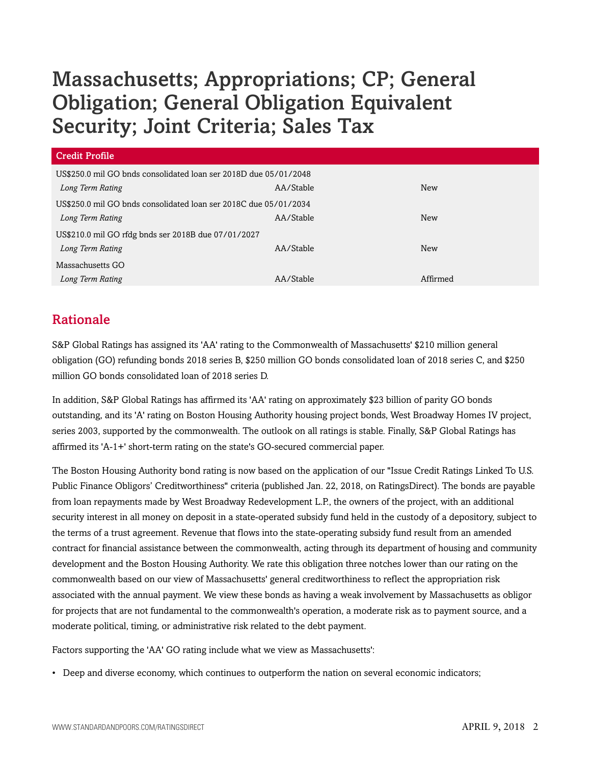# Massachusetts; Appropriations; CP; General Obligation; General Obligation Equivalent Security; Joint Criteria; Sales Tax

| Credit Profile | | |
|---|---|---|
| US$250.0 mil GO bnds consolidated loan ser 2018D due 05/01/2048 | | |
| *Long Term Rating* | AA/Stable | New |
| US$250.0 mil GO bnds consolidated loan ser 2018C due 05/01/2034 | | |
| *Long Term Rating* | AA/Stable | New |
| US$210.0 mil GO rfdg bnds ser 2018B due 07/01/2027 | | |
| *Long Term Rating* | AA/Stable | New |
| Massachusetts GO | | |
| *Long Term Rating* | AA/Stable | Affirmed |

## Rationale

S&P Global Ratings has assigned its 'AA' rating to the Commonwealth of Massachusetts' $210 million general obligation (GO) refunding bonds 2018 series B, $250 million GO bonds consolidated loan of 2018 series C, and $250 million GO bonds consolidated loan of 2018 series D.

In addition, S&P Global Ratings has affirmed its 'AA' rating on approximately $23 billion of parity GO bonds outstanding, and its 'A' rating on Boston Housing Authority housing project bonds, West Broadway Homes IV project, series 2003, supported by the commonwealth. The outlook on all ratings is stable. Finally, S&P Global Ratings has affirmed its 'A-1+' short-term rating on the state's GO-secured commercial paper.

The Boston Housing Authority bond rating is now based on the application of our "Issue Credit Ratings Linked To U.S. Public Finance Obligors' Creditworthiness" criteria (published Jan. 22, 2018, on RatingsDirect). The bonds are payable from loan repayments made by West Broadway Redevelopment L.P., the owners of the project, with an additional security interest in all money on deposit in a state-operated subsidy fund held in the custody of a depository, subject to the terms of a trust agreement. Revenue that flows into the state-operating subsidy fund result from an amended contract for financial assistance between the commonwealth, acting through its department of housing and community development and the Boston Housing Authority. We rate this obligation three notches lower than our rating on the commonwealth based on our view of Massachusetts' general creditworthiness to reflect the appropriation risk associated with the annual payment. We view these bonds as having a weak involvement by Massachusetts as obligor for projects that are not fundamental to the commonwealth's operation, a moderate risk as to payment source, and a moderate political, timing, or administrative risk related to the debt payment.

Factors supporting the 'AA' GO rating include what we view as Massachusetts':

- Deep and diverse economy, which continues to outperform the nation on several economic indicators;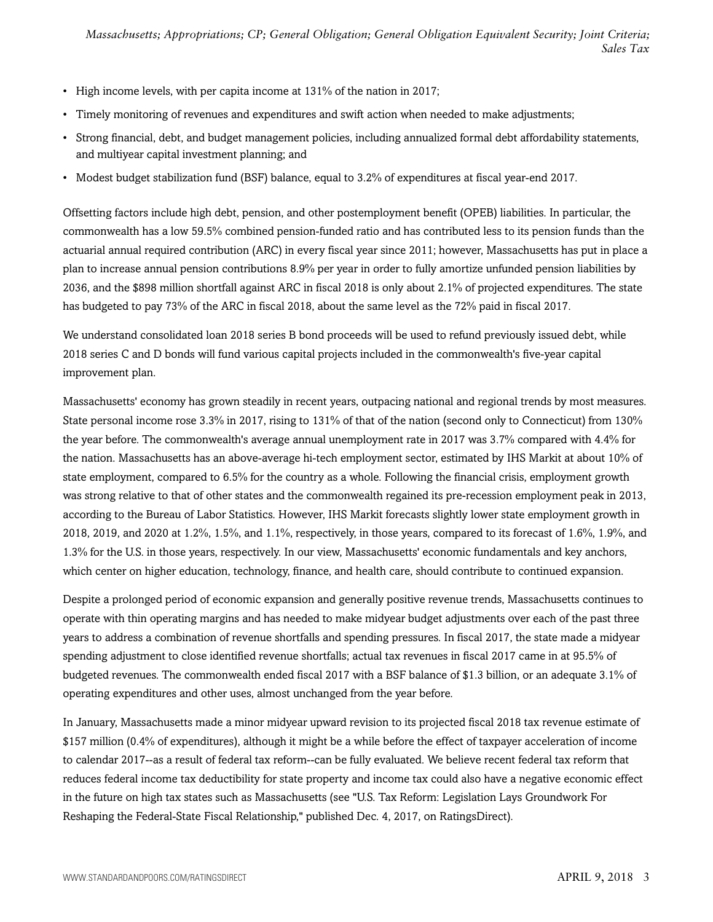- High income levels, with per capita income at 131% of the nation in 2017;
- Timely monitoring of revenues and expenditures and swift action when needed to make adjustments;
- Strong financial, debt, and budget management policies, including annualized formal debt affordability statements, and multiyear capital investment planning; and
- Modest budget stabilization fund (BSF) balance, equal to 3.2% of expenditures at fiscal year-end 2017.

Offsetting factors include high debt, pension, and other postemployment benefit (OPEB) liabilities. In particular, the commonwealth has a low 59.5% combined pension-funded ratio and has contributed less to its pension funds than the actuarial annual required contribution (ARC) in every fiscal year since 2011; however, Massachusetts has put in place a plan to increase annual pension contributions 8.9% per year in order to fully amortize unfunded pension liabilities by 2036, and the $898 million shortfall against ARC in fiscal 2018 is only about 2.1% of projected expenditures. The state has budgeted to pay 73% of the ARC in fiscal 2018, about the same level as the 72% paid in fiscal 2017.

We understand consolidated loan 2018 series B bond proceeds will be used to refund previously issued debt, while 2018 series C and D bonds will fund various capital projects included in the commonwealth's five-year capital improvement plan.

Massachusetts' economy has grown steadily in recent years, outpacing national and regional trends by most measures. State personal income rose 3.3% in 2017, rising to 131% of that of the nation (second only to Connecticut) from 130% the year before. The commonwealth's average annual unemployment rate in 2017 was 3.7% compared with 4.4% for the nation. Massachusetts has an above-average hi-tech employment sector, estimated by IHS Markit at about 10% of state employment, compared to 6.5% for the country as a whole. Following the financial crisis, employment growth was strong relative to that of other states and the commonwealth regained its pre-recession employment peak in 2013, according to the Bureau of Labor Statistics. However, IHS Markit forecasts slightly lower state employment growth in 2018, 2019, and 2020 at 1.2%, 1.5%, and 1.1%, respectively, in those years, compared to its forecast of 1.6%, 1.9%, and 1.3% for the U.S. in those years, respectively. In our view, Massachusetts' economic fundamentals and key anchors, which center on higher education, technology, finance, and health care, should contribute to continued expansion.

Despite a prolonged period of economic expansion and generally positive revenue trends, Massachusetts continues to operate with thin operating margins and has needed to make midyear budget adjustments over each of the past three years to address a combination of revenue shortfalls and spending pressures. In fiscal 2017, the state made a midyear spending adjustment to close identified revenue shortfalls; actual tax revenues in fiscal 2017 came in at 95.5% of budgeted revenues. The commonwealth ended fiscal 2017 with a BSF balance of $1.3 billion, or an adequate 3.1% of operating expenditures and other uses, almost unchanged from the year before.

In January, Massachusetts made a minor midyear upward revision to its projected fiscal 2018 tax revenue estimate of $157 million (0.4% of expenditures), although it might be a while before the effect of taxpayer acceleration of income to calendar 2017--as a result of federal tax reform--can be fully evaluated. We believe recent federal tax reform that reduces federal income tax deductibility for state property and income tax could also have a negative economic effect in the future on high tax states such as Massachusetts (see "U.S. Tax Reform: Legislation Lays Groundwork For Reshaping the Federal-State Fiscal Relationship," published Dec. 4, 2017, on RatingsDirect).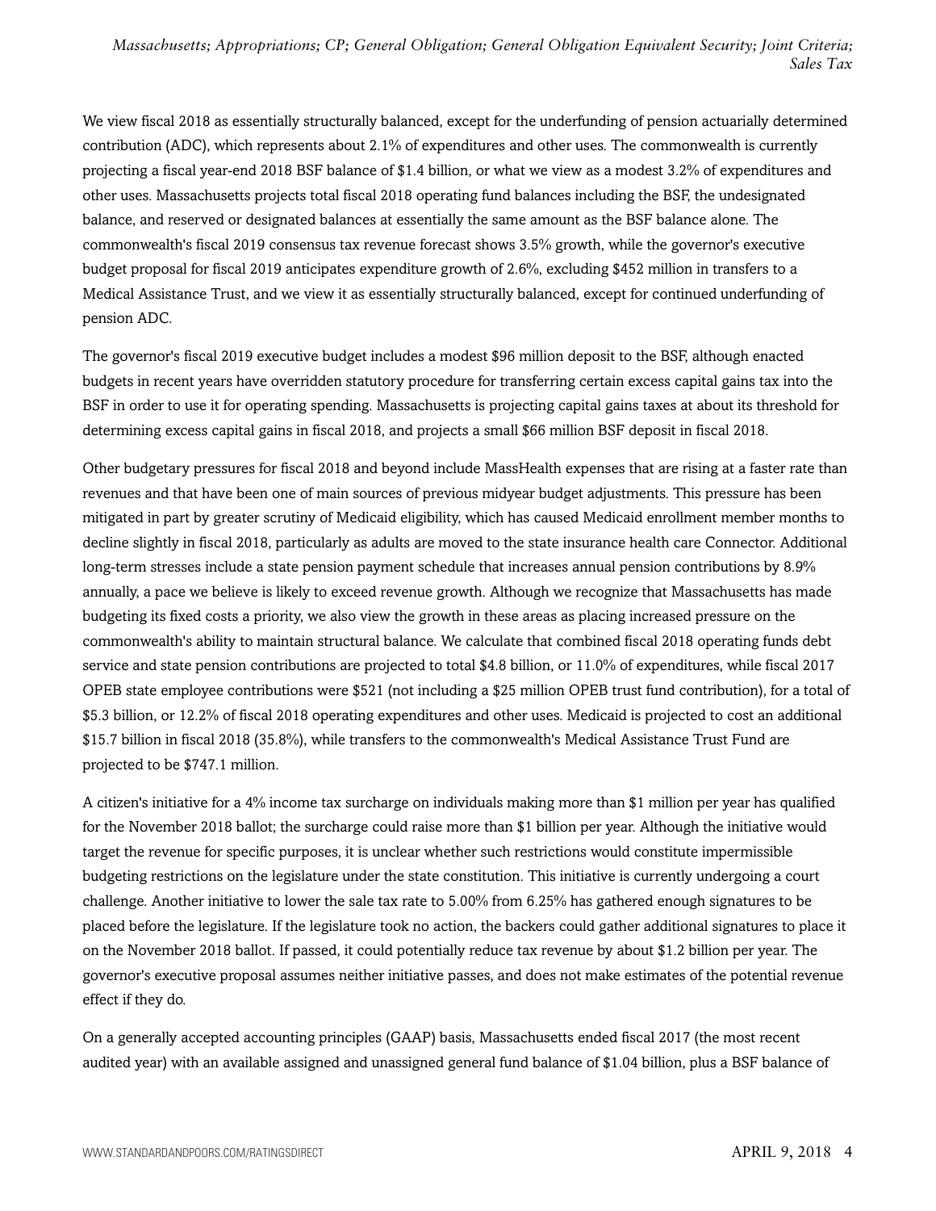We view fiscal 2018 as essentially structurally balanced, except for the underfunding of pension actuarially determined contribution (ADC), which represents about 2.1% of expenditures and other uses. The commonwealth is currently projecting a fiscal year-end 2018 BSF balance of $1.4 billion, or what we view as a modest 3.2% of expenditures and other uses. Massachusetts projects total fiscal 2018 operating fund balances including the BSF, the undesignated balance, and reserved or designated balances at essentially the same amount as the BSF balance alone. The commonwealth's fiscal 2019 consensus tax revenue forecast shows 3.5% growth, while the governor's executive budget proposal for fiscal 2019 anticipates expenditure growth of 2.6%, excluding $452 million in transfers to a Medical Assistance Trust, and we view it as essentially structurally balanced, except for continued underfunding of pension ADC.

The governor's fiscal 2019 executive budget includes a modest $96 million deposit to the BSF, although enacted budgets in recent years have overridden statutory procedure for transferring certain excess capital gains tax into the BSF in order to use it for operating spending. Massachusetts is projecting capital gains taxes at about its threshold for determining excess capital gains in fiscal 2018, and projects a small $66 million BSF deposit in fiscal 2018.

Other budgetary pressures for fiscal 2018 and beyond include MassHealth expenses that are rising at a faster rate than revenues and that have been one of main sources of previous midyear budget adjustments. This pressure has been mitigated in part by greater scrutiny of Medicaid eligibility, which has caused Medicaid enrollment member months to decline slightly in fiscal 2018, particularly as adults are moved to the state insurance health care Connector. Additional long-term stresses include a state pension payment schedule that increases annual pension contributions by 8.9% annually, a pace we believe is likely to exceed revenue growth. Although we recognize that Massachusetts has made budgeting its fixed costs a priority, we also view the growth in these areas as placing increased pressure on the commonwealth's ability to maintain structural balance. We calculate that combined fiscal 2018 operating funds debt service and state pension contributions are projected to total $4.8 billion, or 11.0% of expenditures, while fiscal 2017 OPEB state employee contributions were $521 (not including a $25 million OPEB trust fund contribution), for a total of $5.3 billion, or 12.2% of fiscal 2018 operating expenditures and other uses. Medicaid is projected to cost an additional $15.7 billion in fiscal 2018 (35.8%), while transfers to the commonwealth's Medical Assistance Trust Fund are projected to be $747.1 million.

A citizen's initiative for a 4% income tax surcharge on individuals making more than $1 million per year has qualified for the November 2018 ballot; the surcharge could raise more than $1 billion per year. Although the initiative would target the revenue for specific purposes, it is unclear whether such restrictions would constitute impermissible budgeting restrictions on the legislature under the state constitution. This initiative is currently undergoing a court challenge. Another initiative to lower the sale tax rate to 5.00% from 6.25% has gathered enough signatures to be placed before the legislature. If the legislature took no action, the backers could gather additional signatures to place it on the November 2018 ballot. If passed, it could potentially reduce tax revenue by about $1.2 billion per year. The governor's executive proposal assumes neither initiative passes, and does not make estimates of the potential revenue effect if they do.

On a generally accepted accounting principles (GAAP) basis, Massachusetts ended fiscal 2017 (the most recent audited year) with an available assigned and unassigned general fund balance of $1.04 billion, plus a BSF balance of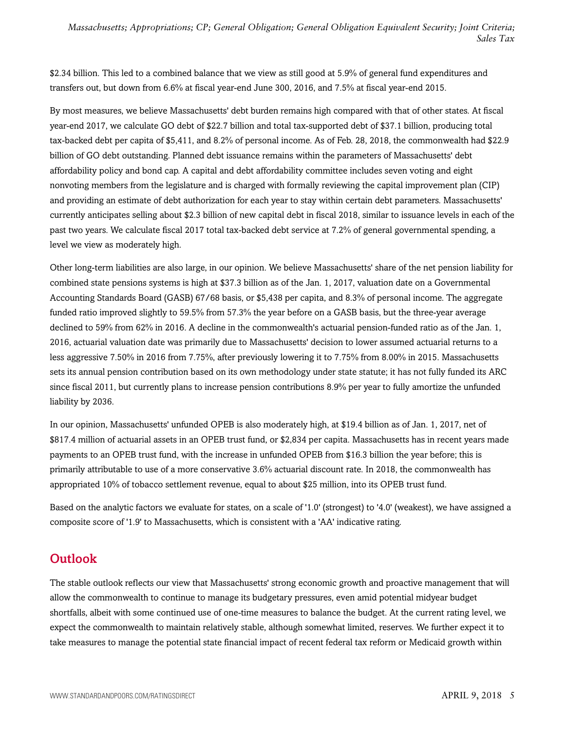$2.34 billion. This led to a combined balance that we view as still good at 5.9% of general fund expenditures and transfers out, but down from 6.6% at fiscal year-end June 300, 2016, and 7.5% at fiscal year-end 2015.

By most measures, we believe Massachusetts' debt burden remains high compared with that of other states. At fiscal year-end 2017, we calculate GO debt of $22.7 billion and total tax-supported debt of $37.1 billion, producing total tax-backed debt per capita of $5,411, and 8.2% of personal income. As of Feb. 28, 2018, the commonwealth had $22.9 billion of GO debt outstanding. Planned debt issuance remains within the parameters of Massachusetts' debt affordability policy and bond cap. A capital and debt affordability committee includes seven voting and eight nonvoting members from the legislature and is charged with formally reviewing the capital improvement plan (CIP) and providing an estimate of debt authorization for each year to stay within certain debt parameters. Massachusetts' currently anticipates selling about $2.3 billion of new capital debt in fiscal 2018, similar to issuance levels in each of the past two years. We calculate fiscal 2017 total tax-backed debt service at 7.2% of general governmental spending, a level we view as moderately high.

Other long-term liabilities are also large, in our opinion. We believe Massachusetts' share of the net pension liability for combined state pensions systems is high at $37.3 billion as of the Jan. 1, 2017, valuation date on a Governmental Accounting Standards Board (GASB) 67/68 basis, or $5,438 per capita, and 8.3% of personal income. The aggregate funded ratio improved slightly to 59.5% from 57.3% the year before on a GASB basis, but the three-year average declined to 59% from 62% in 2016. A decline in the commonwealth's actuarial pension-funded ratio as of the Jan. 1, 2016, actuarial valuation date was primarily due to Massachusetts' decision to lower assumed actuarial returns to a less aggressive 7.50% in 2016 from 7.75%, after previously lowering it to 7.75% from 8.00% in 2015. Massachusetts sets its annual pension contribution based on its own methodology under state statute; it has not fully funded its ARC since fiscal 2011, but currently plans to increase pension contributions 8.9% per year to fully amortize the unfunded liability by 2036.

In our opinion, Massachusetts' unfunded OPEB is also moderately high, at $19.4 billion as of Jan. 1, 2017, net of $817.4 million of actuarial assets in an OPEB trust fund, or $2,834 per capita. Massachusetts has in recent years made payments to an OPEB trust fund, with the increase in unfunded OPEB from $16.3 billion the year before; this is primarily attributable to use of a more conservative 3.6% actuarial discount rate. In 2018, the commonwealth has appropriated 10% of tobacco settlement revenue, equal to about $25 million, into its OPEB trust fund.

Based on the analytic factors we evaluate for states, on a scale of '1.0' (strongest) to '4.0' (weakest), we have assigned a composite score of '1.9' to Massachusetts, which is consistent with a 'AA' indicative rating.

## Outlook

The stable outlook reflects our view that Massachusetts' strong economic growth and proactive management that will allow the commonwealth to continue to manage its budgetary pressures, even amid potential midyear budget shortfalls, albeit with some continued use of one-time measures to balance the budget. At the current rating level, we expect the commonwealth to maintain relatively stable, although somewhat limited, reserves. We further expect it to take measures to manage the potential state financial impact of recent federal tax reform or Medicaid growth within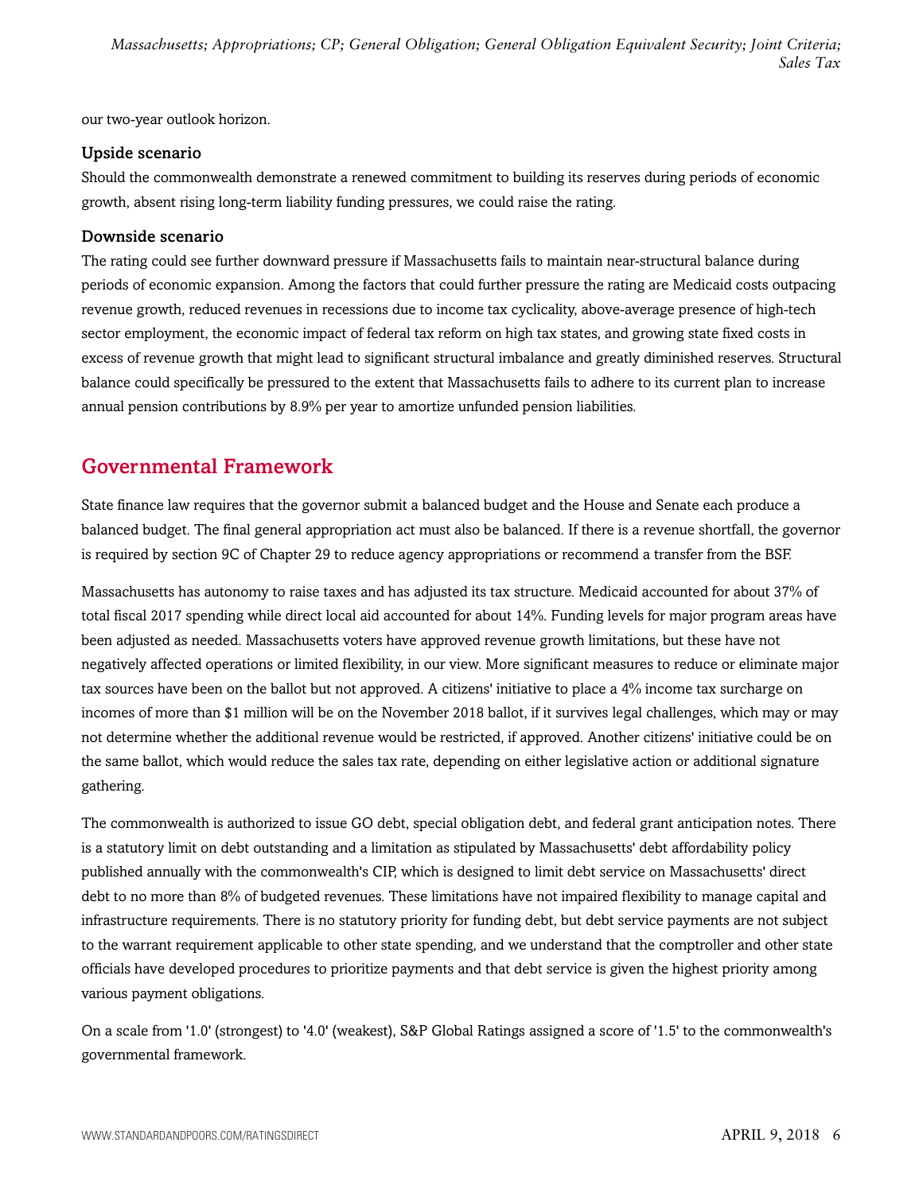our two-year outlook horizon.

### Upside scenario

Should the commonwealth demonstrate a renewed commitment to building its reserves during periods of economic growth, absent rising long-term liability funding pressures, we could raise the rating.

### Downside scenario

The rating could see further downward pressure if Massachusetts fails to maintain near-structural balance during periods of economic expansion. Among the factors that could further pressure the rating are Medicaid costs outpacing revenue growth, reduced revenues in recessions due to income tax cyclicality, above-average presence of high-tech sector employment, the economic impact of federal tax reform on high tax states, and growing state fixed costs in excess of revenue growth that might lead to significant structural imbalance and greatly diminished reserves. Structural balance could specifically be pressured to the extent that Massachusetts fails to adhere to its current plan to increase annual pension contributions by 8.9% per year to amortize unfunded pension liabilities.

## Governmental Framework

State finance law requires that the governor submit a balanced budget and the House and Senate each produce a balanced budget. The final general appropriation act must also be balanced. If there is a revenue shortfall, the governor is required by section 9C of Chapter 29 to reduce agency appropriations or recommend a transfer from the BSF.

Massachusetts has autonomy to raise taxes and has adjusted its tax structure. Medicaid accounted for about 37% of total fiscal 2017 spending while direct local aid accounted for about 14%. Funding levels for major program areas have been adjusted as needed. Massachusetts voters have approved revenue growth limitations, but these have not negatively affected operations or limited flexibility, in our view. More significant measures to reduce or eliminate major tax sources have been on the ballot but not approved. A citizens' initiative to place a 4% income tax surcharge on incomes of more than $1 million will be on the November 2018 ballot, if it survives legal challenges, which may or may not determine whether the additional revenue would be restricted, if approved. Another citizens' initiative could be on the same ballot, which would reduce the sales tax rate, depending on either legislative action or additional signature gathering.

The commonwealth is authorized to issue GO debt, special obligation debt, and federal grant anticipation notes. There is a statutory limit on debt outstanding and a limitation as stipulated by Massachusetts' debt affordability policy published annually with the commonwealth's CIP, which is designed to limit debt service on Massachusetts' direct debt to no more than 8% of budgeted revenues. These limitations have not impaired flexibility to manage capital and infrastructure requirements. There is no statutory priority for funding debt, but debt service payments are not subject to the warrant requirement applicable to other state spending, and we understand that the comptroller and other state officials have developed procedures to prioritize payments and that debt service is given the highest priority among various payment obligations.

On a scale from '1.0' (strongest) to '4.0' (weakest), S&P Global Ratings assigned a score of '1.5' to the commonwealth's governmental framework.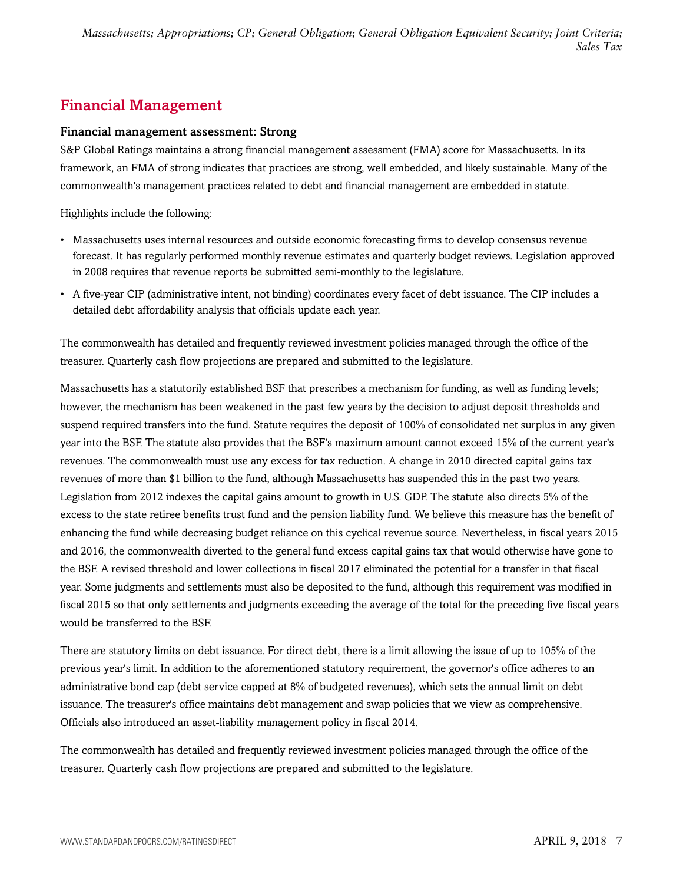## Financial Management

### Financial management assessment: Strong

S&P Global Ratings maintains a strong financial management assessment (FMA) score for Massachusetts. In its framework, an FMA of strong indicates that practices are strong, well embedded, and likely sustainable. Many of the commonwealth's management practices related to debt and financial management are embedded in statute.

Highlights include the following:

- Massachusetts uses internal resources and outside economic forecasting firms to develop consensus revenue forecast. It has regularly performed monthly revenue estimates and quarterly budget reviews. Legislation approved in 2008 requires that revenue reports be submitted semi-monthly to the legislature.
- A five-year CIP (administrative intent, not binding) coordinates every facet of debt issuance. The CIP includes a detailed debt affordability analysis that officials update each year.

The commonwealth has detailed and frequently reviewed investment policies managed through the office of the treasurer. Quarterly cash flow projections are prepared and submitted to the legislature.

Massachusetts has a statutorily established BSF that prescribes a mechanism for funding, as well as funding levels; however, the mechanism has been weakened in the past few years by the decision to adjust deposit thresholds and suspend required transfers into the fund. Statute requires the deposit of 100% of consolidated net surplus in any given year into the BSF. The statute also provides that the BSF's maximum amount cannot exceed 15% of the current year's revenues. The commonwealth must use any excess for tax reduction. A change in 2010 directed capital gains tax revenues of more than $1 billion to the fund, although Massachusetts has suspended this in the past two years. Legislation from 2012 indexes the capital gains amount to growth in U.S. GDP. The statute also directs 5% of the excess to the state retiree benefits trust fund and the pension liability fund. We believe this measure has the benefit of enhancing the fund while decreasing budget reliance on this cyclical revenue source. Nevertheless, in fiscal years 2015 and 2016, the commonwealth diverted to the general fund excess capital gains tax that would otherwise have gone to the BSF. A revised threshold and lower collections in fiscal 2017 eliminated the potential for a transfer in that fiscal year. Some judgments and settlements must also be deposited to the fund, although this requirement was modified in fiscal 2015 so that only settlements and judgments exceeding the average of the total for the preceding five fiscal years would be transferred to the BSF.

There are statutory limits on debt issuance. For direct debt, there is a limit allowing the issue of up to 105% of the previous year's limit. In addition to the aforementioned statutory requirement, the governor's office adheres to an administrative bond cap (debt service capped at 8% of budgeted revenues), which sets the annual limit on debt issuance. The treasurer's office maintains debt management and swap policies that we view as comprehensive. Officials also introduced an asset-liability management policy in fiscal 2014.

The commonwealth has detailed and frequently reviewed investment policies managed through the office of the treasurer. Quarterly cash flow projections are prepared and submitted to the legislature.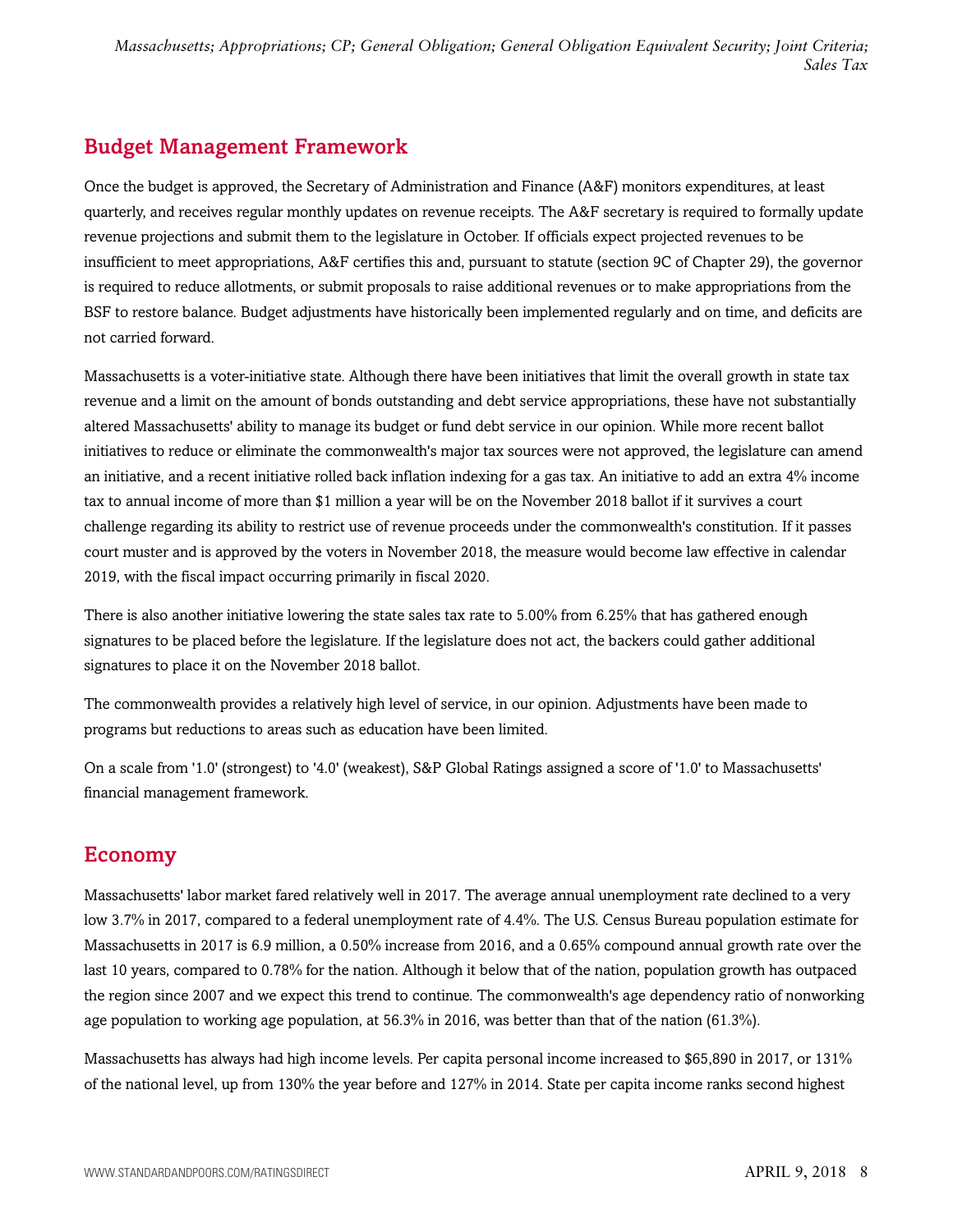## Budget Management Framework

Once the budget is approved, the Secretary of Administration and Finance (A&F) monitors expenditures, at least quarterly, and receives regular monthly updates on revenue receipts. The A&F secretary is required to formally update revenue projections and submit them to the legislature in October. If officials expect projected revenues to be insufficient to meet appropriations, A&F certifies this and, pursuant to statute (section 9C of Chapter 29), the governor is required to reduce allotments, or submit proposals to raise additional revenues or to make appropriations from the BSF to restore balance. Budget adjustments have historically been implemented regularly and on time, and deficits are not carried forward.

Massachusetts is a voter-initiative state. Although there have been initiatives that limit the overall growth in state tax revenue and a limit on the amount of bonds outstanding and debt service appropriations, these have not substantially altered Massachusetts' ability to manage its budget or fund debt service in our opinion. While more recent ballot initiatives to reduce or eliminate the commonwealth's major tax sources were not approved, the legislature can amend an initiative, and a recent initiative rolled back inflation indexing for a gas tax. An initiative to add an extra 4% income tax to annual income of more than $1 million a year will be on the November 2018 ballot if it survives a court challenge regarding its ability to restrict use of revenue proceeds under the commonwealth's constitution. If it passes court muster and is approved by the voters in November 2018, the measure would become law effective in calendar 2019, with the fiscal impact occurring primarily in fiscal 2020.

There is also another initiative lowering the state sales tax rate to 5.00% from 6.25% that has gathered enough signatures to be placed before the legislature. If the legislature does not act, the backers could gather additional signatures to place it on the November 2018 ballot.

The commonwealth provides a relatively high level of service, in our opinion. Adjustments have been made to programs but reductions to areas such as education have been limited.

On a scale from '1.0' (strongest) to '4.0' (weakest), S&P Global Ratings assigned a score of '1.0' to Massachusetts' financial management framework.

## Economy

Massachusetts' labor market fared relatively well in 2017. The average annual unemployment rate declined to a very low 3.7% in 2017, compared to a federal unemployment rate of 4.4%. The U.S. Census Bureau population estimate for Massachusetts in 2017 is 6.9 million, a 0.50% increase from 2016, and a 0.65% compound annual growth rate over the last 10 years, compared to 0.78% for the nation. Although it below that of the nation, population growth has outpaced the region since 2007 and we expect this trend to continue. The commonwealth's age dependency ratio of nonworking age population to working age population, at 56.3% in 2016, was better than that of the nation (61.3%).

Massachusetts has always had high income levels. Per capita personal income increased to $65,890 in 2017, or 131% of the national level, up from 130% the year before and 127% in 2014. State per capita income ranks second highest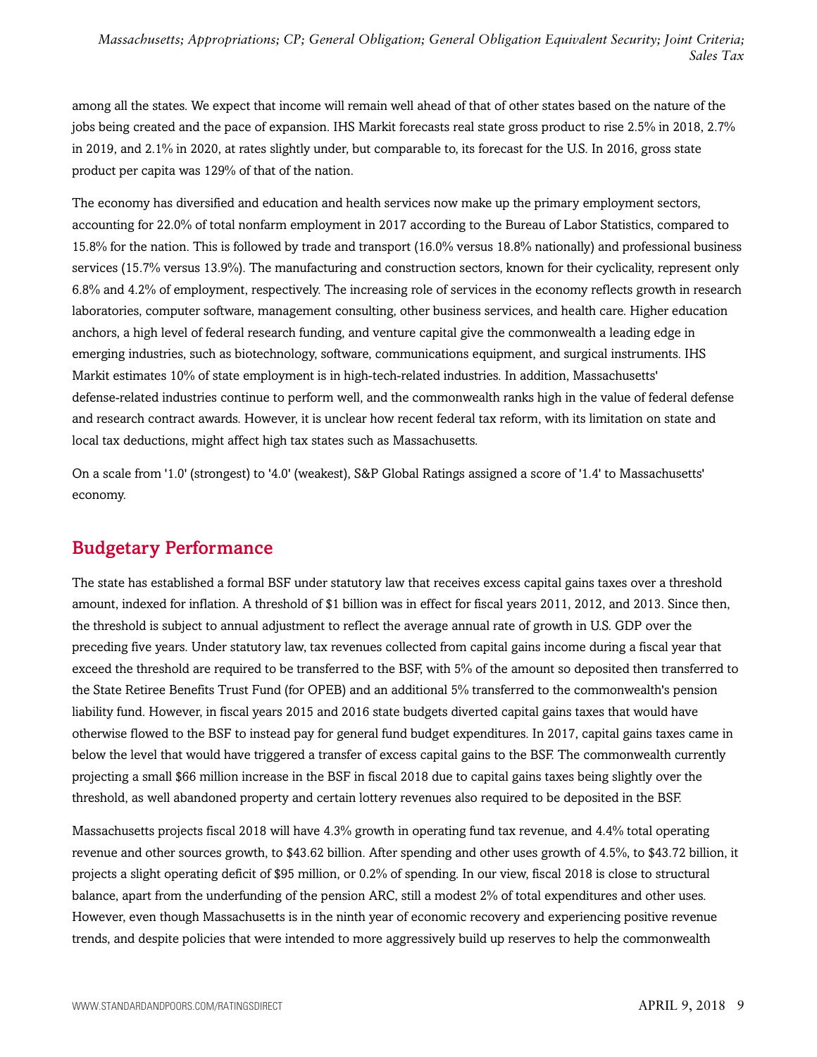among all the states. We expect that income will remain well ahead of that of other states based on the nature of the jobs being created and the pace of expansion. IHS Markit forecasts real state gross product to rise 2.5% in 2018, 2.7% in 2019, and 2.1% in 2020, at rates slightly under, but comparable to, its forecast for the U.S. In 2016, gross state product per capita was 129% of that of the nation.

The economy has diversified and education and health services now make up the primary employment sectors, accounting for 22.0% of total nonfarm employment in 2017 according to the Bureau of Labor Statistics, compared to 15.8% for the nation. This is followed by trade and transport (16.0% versus 18.8% nationally) and professional business services (15.7% versus 13.9%). The manufacturing and construction sectors, known for their cyclicality, represent only 6.8% and 4.2% of employment, respectively. The increasing role of services in the economy reflects growth in research laboratories, computer software, management consulting, other business services, and health care. Higher education anchors, a high level of federal research funding, and venture capital give the commonwealth a leading edge in emerging industries, such as biotechnology, software, communications equipment, and surgical instruments. IHS Markit estimates 10% of state employment is in high-tech-related industries. In addition, Massachusetts' defense-related industries continue to perform well, and the commonwealth ranks high in the value of federal defense and research contract awards. However, it is unclear how recent federal tax reform, with its limitation on state and local tax deductions, might affect high tax states such as Massachusetts.

On a scale from '1.0' (strongest) to '4.0' (weakest), S&P Global Ratings assigned a score of '1.4' to Massachusetts' economy.

## Budgetary Performance

The state has established a formal BSF under statutory law that receives excess capital gains taxes over a threshold amount, indexed for inflation. A threshold of $1 billion was in effect for fiscal years 2011, 2012, and 2013. Since then, the threshold is subject to annual adjustment to reflect the average annual rate of growth in U.S. GDP over the preceding five years. Under statutory law, tax revenues collected from capital gains income during a fiscal year that exceed the threshold are required to be transferred to the BSF, with 5% of the amount so deposited then transferred to the State Retiree Benefits Trust Fund (for OPEB) and an additional 5% transferred to the commonwealth's pension liability fund. However, in fiscal years 2015 and 2016 state budgets diverted capital gains taxes that would have otherwise flowed to the BSF to instead pay for general fund budget expenditures. In 2017, capital gains taxes came in below the level that would have triggered a transfer of excess capital gains to the BSF. The commonwealth currently projecting a small $66 million increase in the BSF in fiscal 2018 due to capital gains taxes being slightly over the threshold, as well abandoned property and certain lottery revenues also required to be deposited in the BSF.

Massachusetts projects fiscal 2018 will have 4.3% growth in operating fund tax revenue, and 4.4% total operating revenue and other sources growth, to $43.62 billion. After spending and other uses growth of 4.5%, to $43.72 billion, it projects a slight operating deficit of $95 million, or 0.2% of spending. In our view, fiscal 2018 is close to structural balance, apart from the underfunding of the pension ARC, still a modest 2% of total expenditures and other uses. However, even though Massachusetts is in the ninth year of economic recovery and experiencing positive revenue trends, and despite policies that were intended to more aggressively build up reserves to help the commonwealth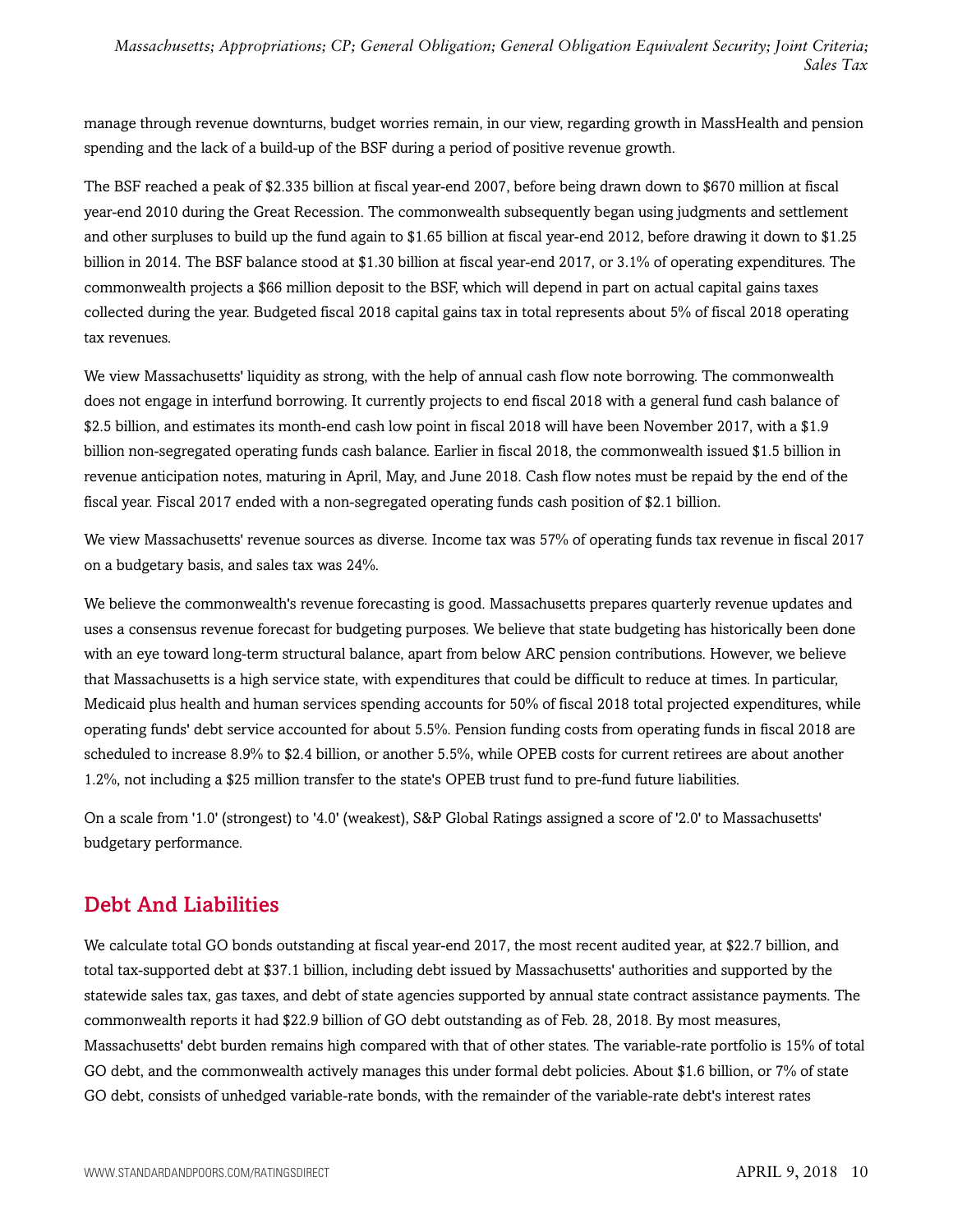manage through revenue downturns, budget worries remain, in our view, regarding growth in MassHealth and pension spending and the lack of a build-up of the BSF during a period of positive revenue growth.

The BSF reached a peak of $2.335 billion at fiscal year-end 2007, before being drawn down to $670 million at fiscal year-end 2010 during the Great Recession. The commonwealth subsequently began using judgments and settlement and other surpluses to build up the fund again to $1.65 billion at fiscal year-end 2012, before drawing it down to $1.25 billion in 2014. The BSF balance stood at $1.30 billion at fiscal year-end 2017, or 3.1% of operating expenditures. The commonwealth projects a $66 million deposit to the BSF, which will depend in part on actual capital gains taxes collected during the year. Budgeted fiscal 2018 capital gains tax in total represents about 5% of fiscal 2018 operating tax revenues.

We view Massachusetts' liquidity as strong, with the help of annual cash flow note borrowing. The commonwealth does not engage in interfund borrowing. It currently projects to end fiscal 2018 with a general fund cash balance of $2.5 billion, and estimates its month-end cash low point in fiscal 2018 will have been November 2017, with a $1.9 billion non-segregated operating funds cash balance. Earlier in fiscal 2018, the commonwealth issued $1.5 billion in revenue anticipation notes, maturing in April, May, and June 2018. Cash flow notes must be repaid by the end of the fiscal year. Fiscal 2017 ended with a non-segregated operating funds cash position of $2.1 billion.

We view Massachusetts' revenue sources as diverse. Income tax was 57% of operating funds tax revenue in fiscal 2017 on a budgetary basis, and sales tax was 24%.

We believe the commonwealth's revenue forecasting is good. Massachusetts prepares quarterly revenue updates and uses a consensus revenue forecast for budgeting purposes. We believe that state budgeting has historically been done with an eye toward long-term structural balance, apart from below ARC pension contributions. However, we believe that Massachusetts is a high service state, with expenditures that could be difficult to reduce at times. In particular, Medicaid plus health and human services spending accounts for 50% of fiscal 2018 total projected expenditures, while operating funds' debt service accounted for about 5.5%. Pension funding costs from operating funds in fiscal 2018 are scheduled to increase 8.9% to $2.4 billion, or another 5.5%, while OPEB costs for current retirees are about another 1.2%, not including a $25 million transfer to the state's OPEB trust fund to pre-fund future liabilities.

On a scale from '1.0' (strongest) to '4.0' (weakest), S&P Global Ratings assigned a score of '2.0' to Massachusetts' budgetary performance.

## Debt And Liabilities

We calculate total GO bonds outstanding at fiscal year-end 2017, the most recent audited year, at $22.7 billion, and total tax-supported debt at $37.1 billion, including debt issued by Massachusetts' authorities and supported by the statewide sales tax, gas taxes, and debt of state agencies supported by annual state contract assistance payments. The commonwealth reports it had $22.9 billion of GO debt outstanding as of Feb. 28, 2018. By most measures, Massachusetts' debt burden remains high compared with that of other states. The variable-rate portfolio is 15% of total GO debt, and the commonwealth actively manages this under formal debt policies. About $1.6 billion, or 7% of state GO debt, consists of unhedged variable-rate bonds, with the remainder of the variable-rate debt's interest rates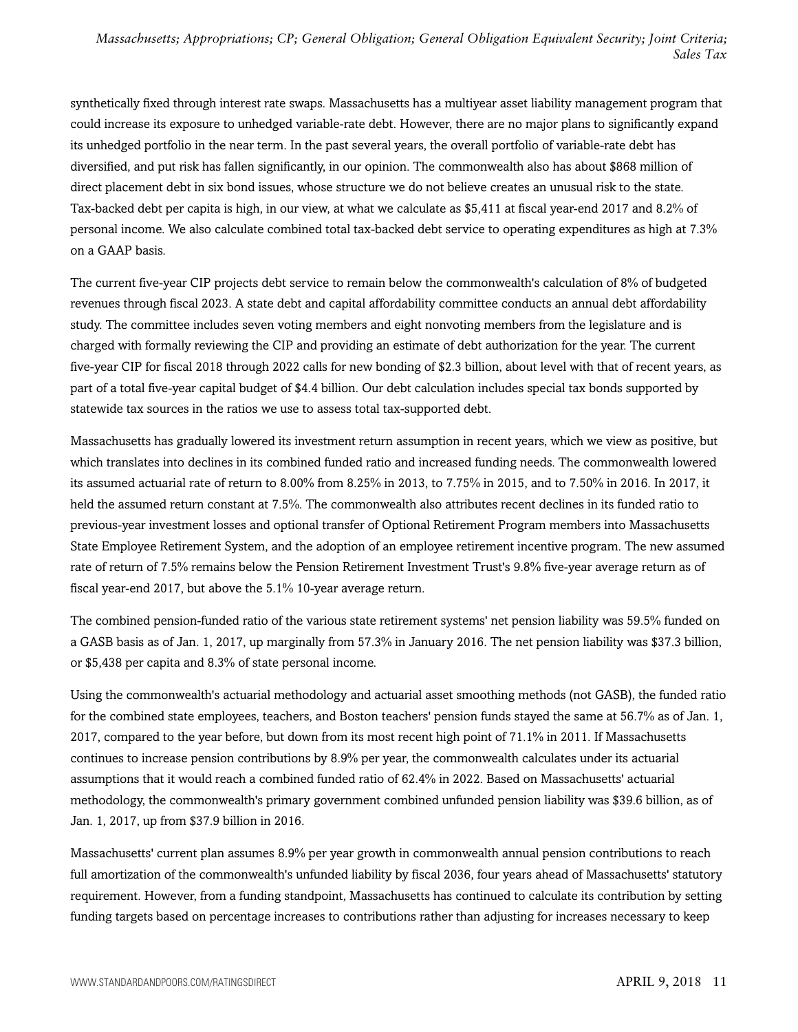synthetically fixed through interest rate swaps. Massachusetts has a multiyear asset liability management program that could increase its exposure to unhedged variable-rate debt. However, there are no major plans to significantly expand its unhedged portfolio in the near term. In the past several years, the overall portfolio of variable-rate debt has diversified, and put risk has fallen significantly, in our opinion. The commonwealth also has about $868 million of direct placement debt in six bond issues, whose structure we do not believe creates an unusual risk to the state. Tax-backed debt per capita is high, in our view, at what we calculate as $5,411 at fiscal year-end 2017 and 8.2% of personal income. We also calculate combined total tax-backed debt service to operating expenditures as high at 7.3% on a GAAP basis.

The current five-year CIP projects debt service to remain below the commonwealth's calculation of 8% of budgeted revenues through fiscal 2023. A state debt and capital affordability committee conducts an annual debt affordability study. The committee includes seven voting members and eight nonvoting members from the legislature and is charged with formally reviewing the CIP and providing an estimate of debt authorization for the year. The current five-year CIP for fiscal 2018 through 2022 calls for new bonding of $2.3 billion, about level with that of recent years, as part of a total five-year capital budget of $4.4 billion. Our debt calculation includes special tax bonds supported by statewide tax sources in the ratios we use to assess total tax-supported debt.

Massachusetts has gradually lowered its investment return assumption in recent years, which we view as positive, but which translates into declines in its combined funded ratio and increased funding needs. The commonwealth lowered its assumed actuarial rate of return to 8.00% from 8.25% in 2013, to 7.75% in 2015, and to 7.50% in 2016. In 2017, it held the assumed return constant at 7.5%. The commonwealth also attributes recent declines in its funded ratio to previous-year investment losses and optional transfer of Optional Retirement Program members into Massachusetts State Employee Retirement System, and the adoption of an employee retirement incentive program. The new assumed rate of return of 7.5% remains below the Pension Retirement Investment Trust's 9.8% five-year average return as of fiscal year-end 2017, but above the 5.1% 10-year average return.

The combined pension-funded ratio of the various state retirement systems' net pension liability was 59.5% funded on a GASB basis as of Jan. 1, 2017, up marginally from 57.3% in January 2016. The net pension liability was $37.3 billion, or $5,438 per capita and 8.3% of state personal income.

Using the commonwealth's actuarial methodology and actuarial asset smoothing methods (not GASB), the funded ratio for the combined state employees, teachers, and Boston teachers' pension funds stayed the same at 56.7% as of Jan. 1, 2017, compared to the year before, but down from its most recent high point of 71.1% in 2011. If Massachusetts continues to increase pension contributions by 8.9% per year, the commonwealth calculates under its actuarial assumptions that it would reach a combined funded ratio of 62.4% in 2022. Based on Massachusetts' actuarial methodology, the commonwealth's primary government combined unfunded pension liability was $39.6 billion, as of Jan. 1, 2017, up from $37.9 billion in 2016.

Massachusetts' current plan assumes 8.9% per year growth in commonwealth annual pension contributions to reach full amortization of the commonwealth's unfunded liability by fiscal 2036, four years ahead of Massachusetts' statutory requirement. However, from a funding standpoint, Massachusetts has continued to calculate its contribution by setting funding targets based on percentage increases to contributions rather than adjusting for increases necessary to keep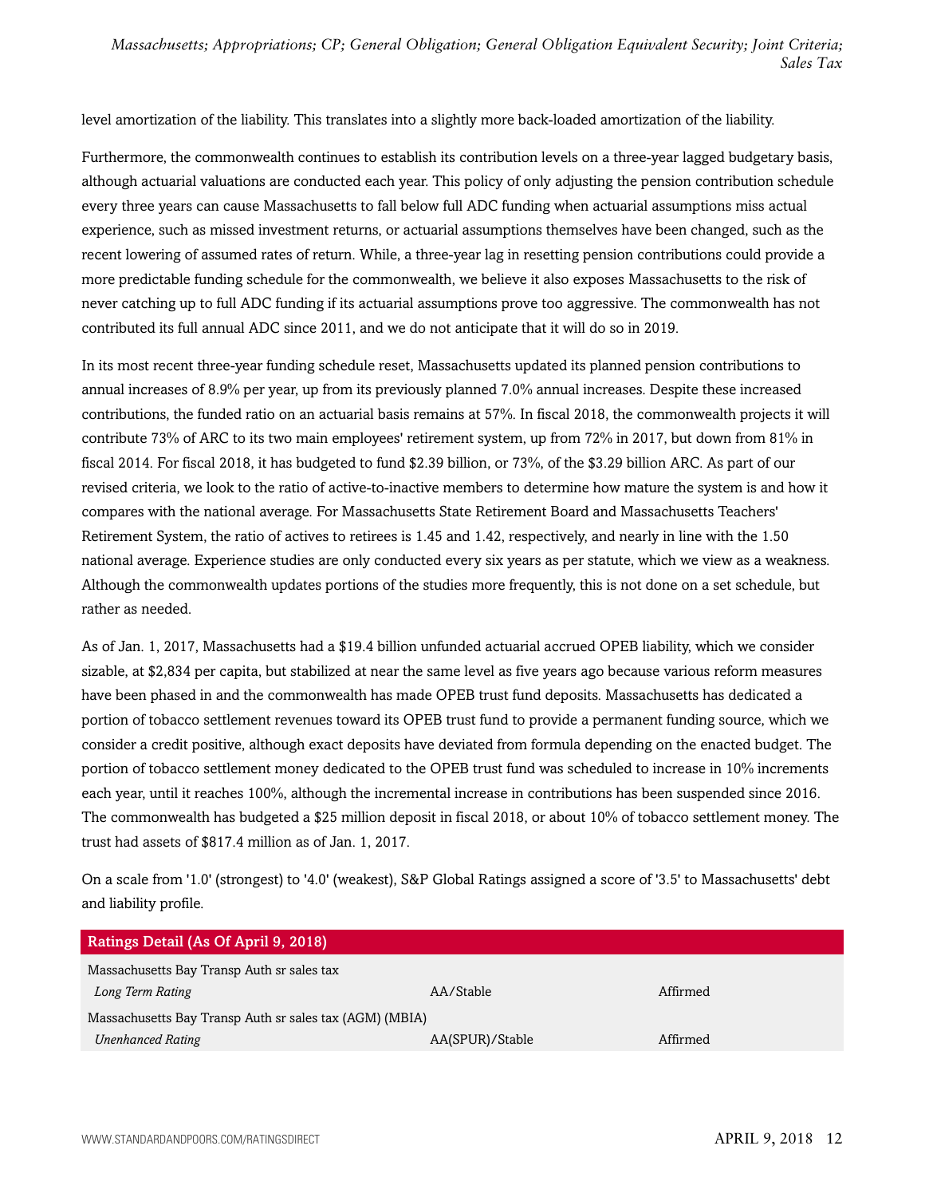level amortization of the liability. This translates into a slightly more back-loaded amortization of the liability.

Furthermore, the commonwealth continues to establish its contribution levels on a three-year lagged budgetary basis, although actuarial valuations are conducted each year. This policy of only adjusting the pension contribution schedule every three years can cause Massachusetts to fall below full ADC funding when actuarial assumptions miss actual experience, such as missed investment returns, or actuarial assumptions themselves have been changed, such as the recent lowering of assumed rates of return. While, a three-year lag in resetting pension contributions could provide a more predictable funding schedule for the commonwealth, we believe it also exposes Massachusetts to the risk of never catching up to full ADC funding if its actuarial assumptions prove too aggressive. The commonwealth has not contributed its full annual ADC since 2011, and we do not anticipate that it will do so in 2019.

In its most recent three-year funding schedule reset, Massachusetts updated its planned pension contributions to annual increases of 8.9% per year, up from its previously planned 7.0% annual increases. Despite these increased contributions, the funded ratio on an actuarial basis remains at 57%. In fiscal 2018, the commonwealth projects it will contribute 73% of ARC to its two main employees' retirement system, up from 72% in 2017, but down from 81% in fiscal 2014. For fiscal 2018, it has budgeted to fund $2.39 billion, or 73%, of the $3.29 billion ARC. As part of our revised criteria, we look to the ratio of active-to-inactive members to determine how mature the system is and how it compares with the national average. For Massachusetts State Retirement Board and Massachusetts Teachers' Retirement System, the ratio of actives to retirees is 1.45 and 1.42, respectively, and nearly in line with the 1.50 national average. Experience studies are only conducted every six years as per statute, which we view as a weakness. Although the commonwealth updates portions of the studies more frequently, this is not done on a set schedule, but rather as needed.

As of Jan. 1, 2017, Massachusetts had a $19.4 billion unfunded actuarial accrued OPEB liability, which we consider sizable, at $2,834 per capita, but stabilized at near the same level as five years ago because various reform measures have been phased in and the commonwealth has made OPEB trust fund deposits. Massachusetts has dedicated a portion of tobacco settlement revenues toward its OPEB trust fund to provide a permanent funding source, which we consider a credit positive, although exact deposits have deviated from formula depending on the enacted budget. The portion of tobacco settlement money dedicated to the OPEB trust fund was scheduled to increase in 10% increments each year, until it reaches 100%, although the incremental increase in contributions has been suspended since 2016. The commonwealth has budgeted a $25 million deposit in fiscal 2018, or about 10% of tobacco settlement money. The trust had assets of $817.4 million as of Jan. 1, 2017.

On a scale from '1.0' (strongest) to '4.0' (weakest), S&P Global Ratings assigned a score of '3.5' to Massachusetts' debt and liability profile.

| Ratings Detail (As Of April 9, 2018) | | |
|---|---|---|
| Massachusetts Bay Transp Auth sr sales tax | | |
| *Long Term Rating* | AA/Stable | Affirmed |
| Massachusetts Bay Transp Auth sr sales tax (AGM) (MBIA) | | |
| *Unenhanced Rating* | AA(SPUR)/Stable | Affirmed |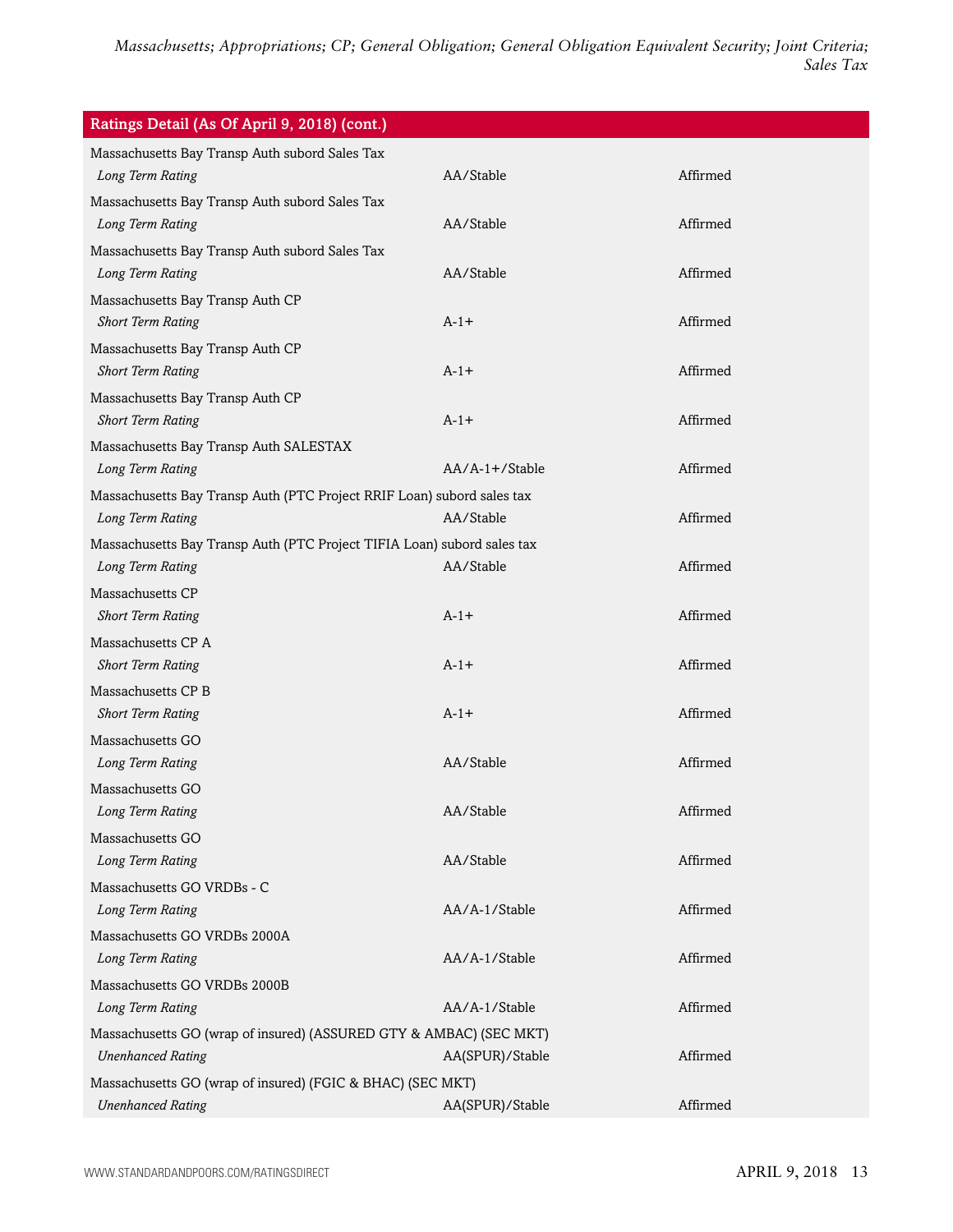| Ratings Detail (As Of April 9, 2018) (cont.) | | |
|---|---|---|
| Massachusetts Bay Transp Auth subord Sales Tax | | |
| *Long Term Rating* | AA/Stable | Affirmed |
| Massachusetts Bay Transp Auth subord Sales Tax | | |
| *Long Term Rating* | AA/Stable | Affirmed |
| Massachusetts Bay Transp Auth subord Sales Tax | | |
| *Long Term Rating* | AA/Stable | Affirmed |
| Massachusetts Bay Transp Auth CP | | |
| *Short Term Rating* | A-1+ | Affirmed |
| Massachusetts Bay Transp Auth CP | | |
| *Short Term Rating* | A-1+ | Affirmed |
| Massachusetts Bay Transp Auth CP | | |
| *Short Term Rating* | A-1+ | Affirmed |
| Massachusetts Bay Transp Auth SALESTAX | | |
| *Long Term Rating* | AA/A-1+/Stable | Affirmed |
| Massachusetts Bay Transp Auth (PTC Project RRIF Loan) subord sales tax | | |
| *Long Term Rating* | AA/Stable | Affirmed |
| Massachusetts Bay Transp Auth (PTC Project TIFIA Loan) subord sales tax | | |
| *Long Term Rating* | AA/Stable | Affirmed |
| Massachusetts CP | | |
| *Short Term Rating* | A-1+ | Affirmed |
| Massachusetts CP A | | |
| *Short Term Rating* | A-1+ | Affirmed |
| Massachusetts CP B | | |
| *Short Term Rating* | A-1+ | Affirmed |
| Massachusetts GO | | |
| *Long Term Rating* | AA/Stable | Affirmed |
| Massachusetts GO | | |
| *Long Term Rating* | AA/Stable | Affirmed |
| Massachusetts GO | | |
| *Long Term Rating* | AA/Stable | Affirmed |
| Massachusetts GO VRDBs - C | | |
| *Long Term Rating* | AA/A-1/Stable | Affirmed |
| Massachusetts GO VRDBs 2000A | | |
| *Long Term Rating* | AA/A-1/Stable | Affirmed |
| Massachusetts GO VRDBs 2000B | | |
| *Long Term Rating* | AA/A-1/Stable | Affirmed |
| Massachusetts GO (wrap of insured) (ASSURED GTY & AMBAC) (SEC MKT) | | |
| *Unenhanced Rating* | AA(SPUR)/Stable | Affirmed |
| Massachusetts GO (wrap of insured) (FGIC & BHAC) (SEC MKT) | | |
| *Unenhanced Rating* | AA(SPUR)/Stable | Affirmed |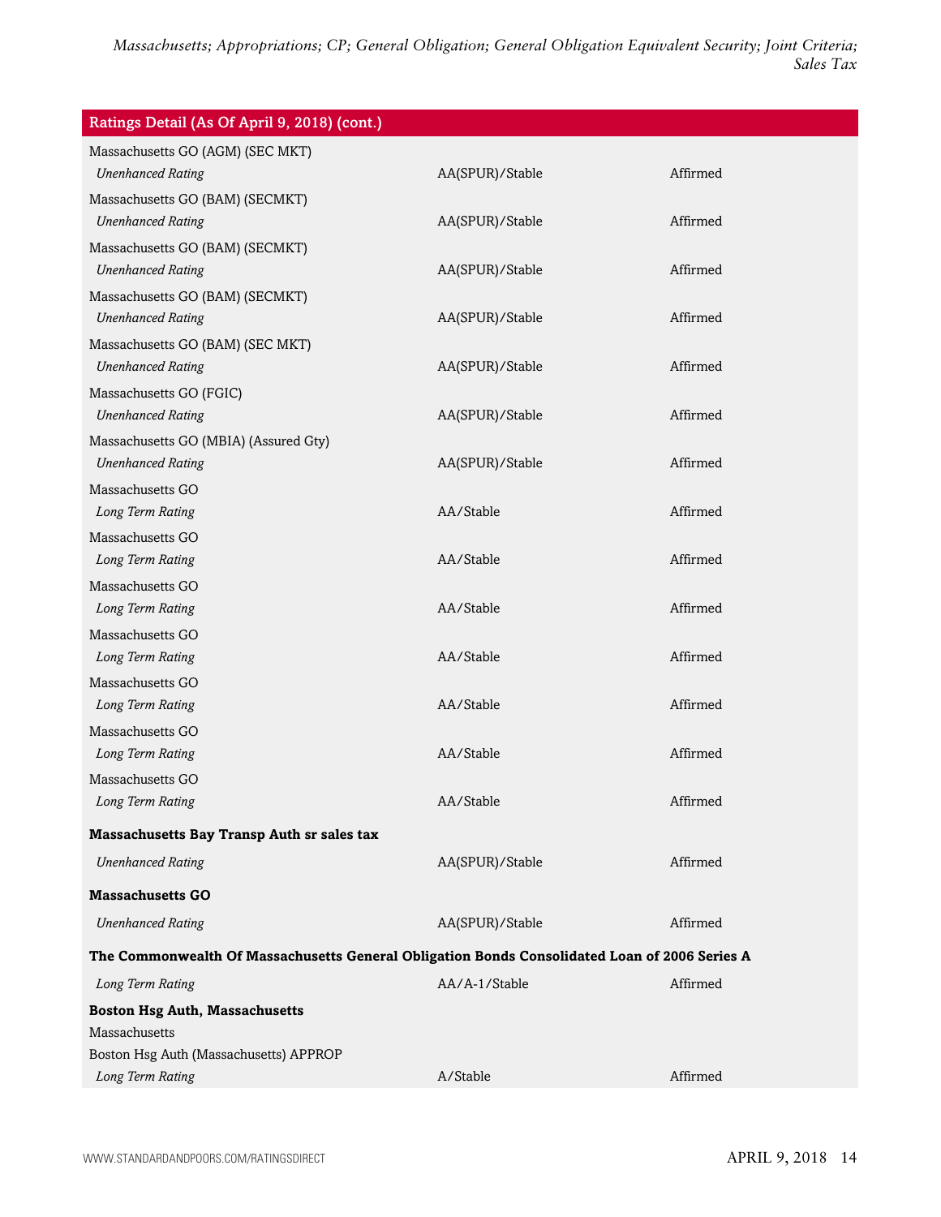| Ratings Detail (As Of April 9, 2018) (cont.) | | |
|---|---|---|
| Massachusetts GO (AGM) (SEC MKT) | | |
| *Unenhanced Rating* | AA(SPUR)/Stable | Affirmed |
| Massachusetts GO (BAM) (SECMKT) | | |
| *Unenhanced Rating* | AA(SPUR)/Stable | Affirmed |
| Massachusetts GO (BAM) (SECMKT) | | |
| *Unenhanced Rating* | AA(SPUR)/Stable | Affirmed |
| Massachusetts GO (BAM) (SECMKT) | | |
| *Unenhanced Rating* | AA(SPUR)/Stable | Affirmed |
| Massachusetts GO (BAM) (SEC MKT) | | |
| *Unenhanced Rating* | AA(SPUR)/Stable | Affirmed |
| Massachusetts GO (FGIC) | | |
| *Unenhanced Rating* | AA(SPUR)/Stable | Affirmed |
| Massachusetts GO (MBIA) (Assured Gty) | | |
| *Unenhanced Rating* | AA(SPUR)/Stable | Affirmed |
| Massachusetts GO | | |
| *Long Term Rating* | AA/Stable | Affirmed |
| Massachusetts GO | | |
| *Long Term Rating* | AA/Stable | Affirmed |
| Massachusetts GO | | |
| *Long Term Rating* | AA/Stable | Affirmed |
| Massachusetts GO | | |
| *Long Term Rating* | AA/Stable | Affirmed |
| Massachusetts GO | | |
| *Long Term Rating* | AA/Stable | Affirmed |
| Massachusetts GO | | |
| *Long Term Rating* | AA/Stable | Affirmed |
| Massachusetts GO | | |
| *Long Term Rating* | AA/Stable | Affirmed |
| **Massachusetts Bay Transp Auth sr sales tax** | | |
| *Unenhanced Rating* | AA(SPUR)/Stable | Affirmed |
| **Massachusetts GO** | | |
| *Unenhanced Rating* | AA(SPUR)/Stable | Affirmed |
| **The Commonwealth Of Massachusetts General Obligation Bonds Consolidated Loan of 2006 Series A** | | |
| *Long Term Rating* | AA/A-1/Stable | Affirmed |
| **Boston Hsg Auth, Massachusetts** | | |
| Massachusetts | | |
| Boston Hsg Auth (Massachusetts) APPROP | | |
| *Long Term Rating* | A/Stable | Affirmed |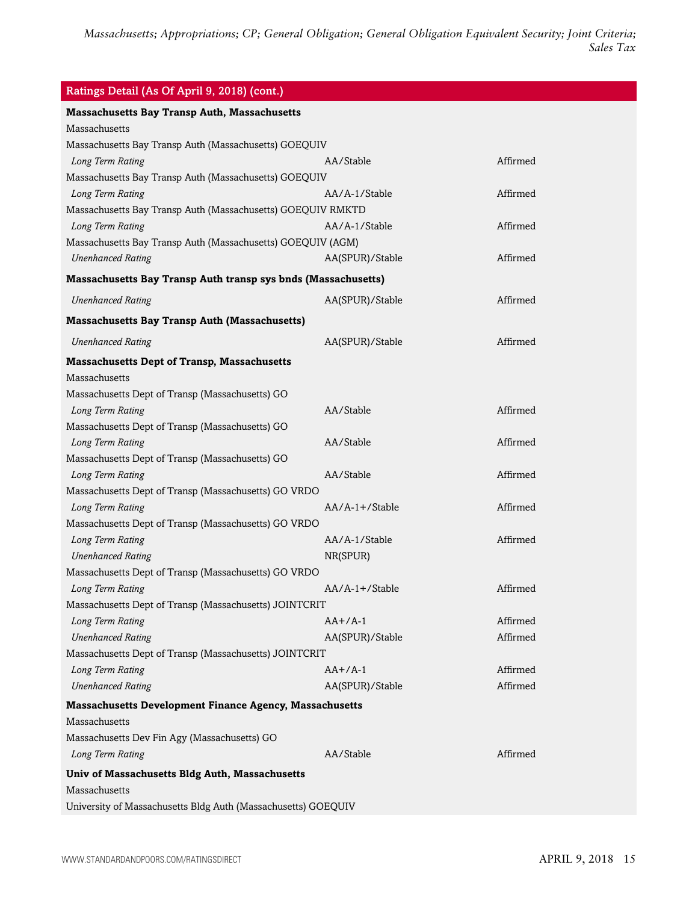| Ratings Detail (As Of April 9, 2018) (cont.) | | |
|---|---|---|
| **Massachusetts Bay Transp Auth, Massachusetts** | | |
| Massachusetts | | |
| Massachusetts Bay Transp Auth (Massachusetts) GOEQUIV | | |
| *Long Term Rating* | AA/Stable | Affirmed |
| Massachusetts Bay Transp Auth (Massachusetts) GOEQUIV | | |
| *Long Term Rating* | AA/A-1/Stable | Affirmed |
| Massachusetts Bay Transp Auth (Massachusetts) GOEQUIV RMKTD | | |
| *Long Term Rating* | AA/A-1/Stable | Affirmed |
| Massachusetts Bay Transp Auth (Massachusetts) GOEQUIV (AGM) | | |
| *Unenhanced Rating* | AA(SPUR)/Stable | Affirmed |
| **Massachusetts Bay Transp Auth transp sys bnds (Massachusetts)** | | |
| *Unenhanced Rating* | AA(SPUR)/Stable | Affirmed |
| **Massachusetts Bay Transp Auth (Massachusetts)** | | |
| *Unenhanced Rating* | AA(SPUR)/Stable | Affirmed |
| **Massachusetts Dept of Transp, Massachusetts** | | |
| Massachusetts | | |
| Massachusetts Dept of Transp (Massachusetts) GO | | |
| *Long Term Rating* | AA/Stable | Affirmed |
| Massachusetts Dept of Transp (Massachusetts) GO | | |
| *Long Term Rating* | AA/Stable | Affirmed |
| Massachusetts Dept of Transp (Massachusetts) GO | | |
| *Long Term Rating* | AA/Stable | Affirmed |
| Massachusetts Dept of Transp (Massachusetts) GO VRDO | | |
| *Long Term Rating* | AA/A-1+/Stable | Affirmed |
| Massachusetts Dept of Transp (Massachusetts) GO VRDO | | |
| *Long Term Rating* | AA/A-1/Stable | Affirmed |
| *Unenhanced Rating* | NR(SPUR) | |
| Massachusetts Dept of Transp (Massachusetts) GO VRDO | | |
| *Long Term Rating* | AA/A-1+/Stable | Affirmed |
| Massachusetts Dept of Transp (Massachusetts) JOINTCRIT | | |
| *Long Term Rating* | AA+/A-1 | Affirmed |
| *Unenhanced Rating* | AA(SPUR)/Stable | Affirmed |
| Massachusetts Dept of Transp (Massachusetts) JOINTCRIT | | |
| *Long Term Rating* | AA+/A-1 | Affirmed |
| *Unenhanced Rating* | AA(SPUR)/Stable | Affirmed |
| **Massachusetts Development Finance Agency, Massachusetts** | | |
| Massachusetts | | |
| Massachusetts Dev Fin Agy (Massachusetts) GO | | |
| *Long Term Rating* | AA/Stable | Affirmed |
| **Univ of Massachusetts Bldg Auth, Massachusetts** | | |
| Massachusetts | | |
| University of Massachusetts Bldg Auth (Massachusetts) GOEQUIV | | |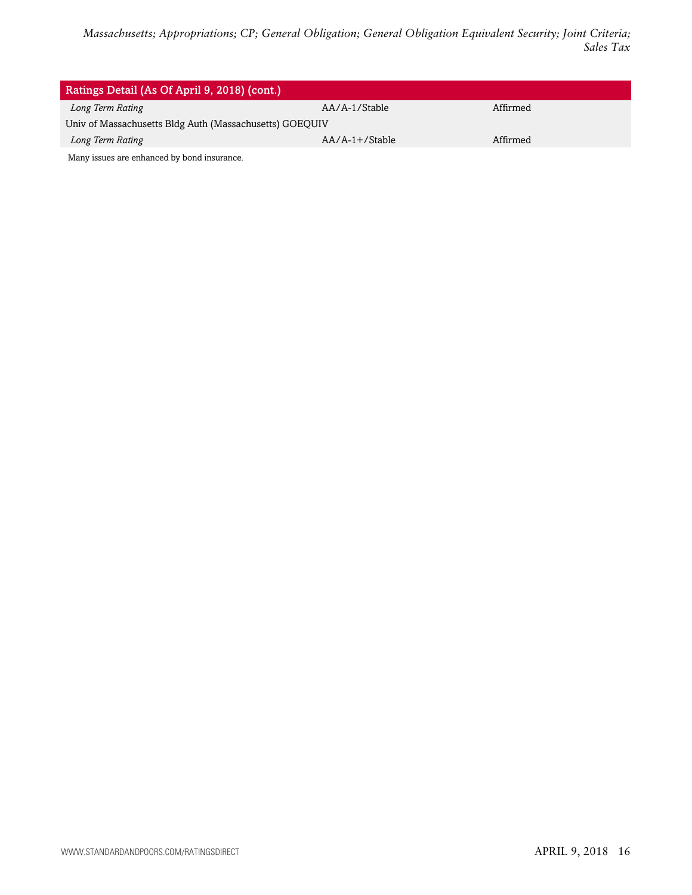| Ratings Detail (As Of April 9, 2018) (cont.) | | |
|---|---|---|
| *Long Term Rating* | AA/A-1/Stable | Affirmed |
| Univ of Massachusetts Bldg Auth (Massachusetts) GOEQUIV | | |
| *Long Term Rating* | AA/A-1+/Stable | Affirmed |

Many issues are enhanced by bond insurance.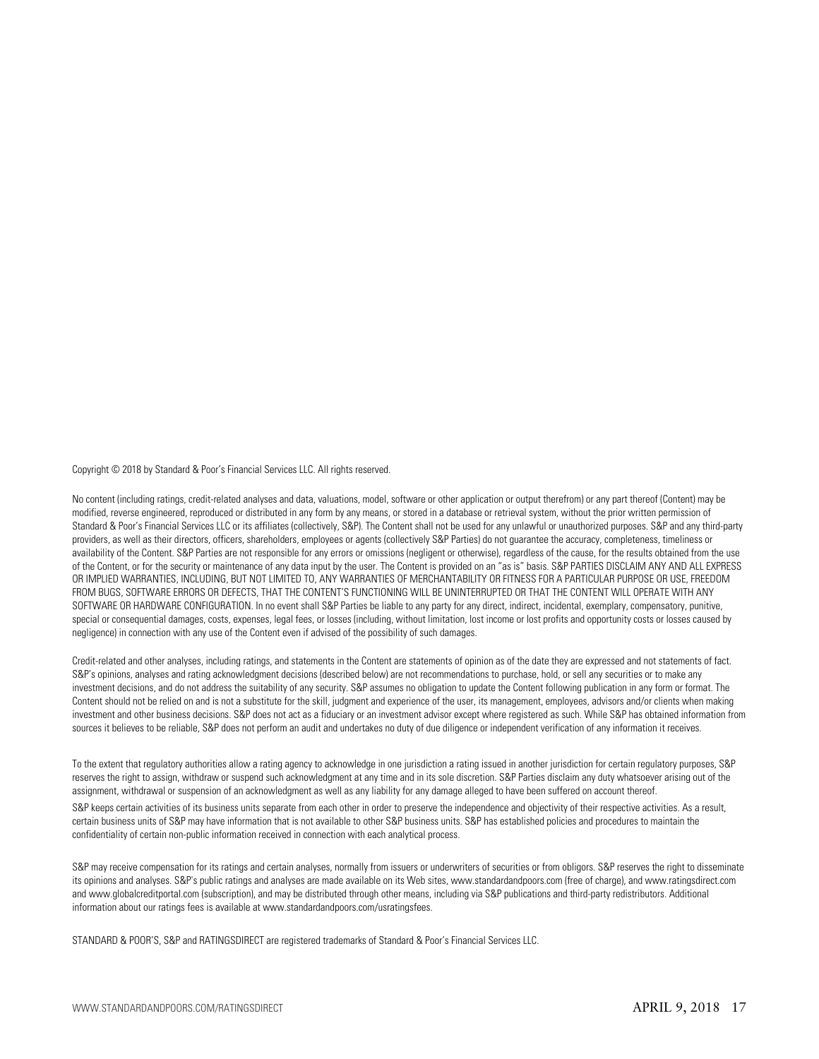Copyright © 2018 by Standard & Poor's Financial Services LLC. All rights reserved.

No content (including ratings, credit-related analyses and data, valuations, model, software or other application or output therefrom) or any part thereof (Content) may be modified, reverse engineered, reproduced or distributed in any form by any means, or stored in a database or retrieval system, without the prior written permission of Standard & Poor's Financial Services LLC or its affiliates (collectively, S&P). The Content shall not be used for any unlawful or unauthorized purposes. S&P and any third-party providers, as well as their directors, officers, shareholders, employees or agents (collectively S&P Parties) do not guarantee the accuracy, completeness, timeliness or availability of the Content. S&P Parties are not responsible for any errors or omissions (negligent or otherwise), regardless of the cause, for the results obtained from the use of the Content, or for the security or maintenance of any data input by the user. The Content is provided on an "as is" basis. S&P PARTIES DISCLAIM ANY AND ALL EXPRESS OR IMPLIED WARRANTIES, INCLUDING, BUT NOT LIMITED TO, ANY WARRANTIES OF MERCHANTABILITY OR FITNESS FOR A PARTICULAR PURPOSE OR USE, FREEDOM FROM BUGS, SOFTWARE ERRORS OR DEFECTS, THAT THE CONTENT'S FUNCTIONING WILL BE UNINTERRUPTED OR THAT THE CONTENT WILL OPERATE WITH ANY SOFTWARE OR HARDWARE CONFIGURATION. In no event shall S&P Parties be liable to any party for any direct, indirect, incidental, exemplary, compensatory, punitive, special or consequential damages, costs, expenses, legal fees, or losses (including, without limitation, lost income or lost profits and opportunity costs or losses caused by negligence) in connection with any use of the Content even if advised of the possibility of such damages.

Credit-related and other analyses, including ratings, and statements in the Content are statements of opinion as of the date they are expressed and not statements of fact. S&P's opinions, analyses and rating acknowledgment decisions (described below) are not recommendations to purchase, hold, or sell any securities or to make any investment decisions, and do not address the suitability of any security. S&P assumes no obligation to update the Content following publication in any form or format. The Content should not be relied on and is not a substitute for the skill, judgment and experience of the user, its management, employees, advisors and/or clients when making investment and other business decisions. S&P does not act as a fiduciary or an investment advisor except where registered as such. While S&P has obtained information from sources it believes to be reliable, S&P does not perform an audit and undertakes no duty of due diligence or independent verification of any information it receives.

To the extent that regulatory authorities allow a rating agency to acknowledge in one jurisdiction a rating issued in another jurisdiction for certain regulatory purposes, S&P reserves the right to assign, withdraw or suspend such acknowledgment at any time and in its sole discretion. S&P Parties disclaim any duty whatsoever arising out of the assignment, withdrawal or suspension of an acknowledgment as well as any liability for any damage alleged to have been suffered on account thereof.

S&P keeps certain activities of its business units separate from each other in order to preserve the independence and objectivity of their respective activities. As a result, certain business units of S&P may have information that is not available to other S&P business units. S&P has established policies and procedures to maintain the confidentiality of certain non-public information received in connection with each analytical process.

S&P may receive compensation for its ratings and certain analyses, normally from issuers or underwriters of securities or from obligors. S&P reserves the right to disseminate its opinions and analyses. S&P's public ratings and analyses are made available on its Web sites, www.standardandpoors.com (free of charge), and www.ratingsdirect.com and www.globalcreditportal.com (subscription), and may be distributed through other means, including via S&P publications and third-party redistributors. Additional information about our ratings fees is available at www.standardandpoors.com/usratingsfees.

STANDARD & POOR'S, S&P and RATINGSDIRECT are registered trademarks of Standard & Poor's Financial Services LLC.